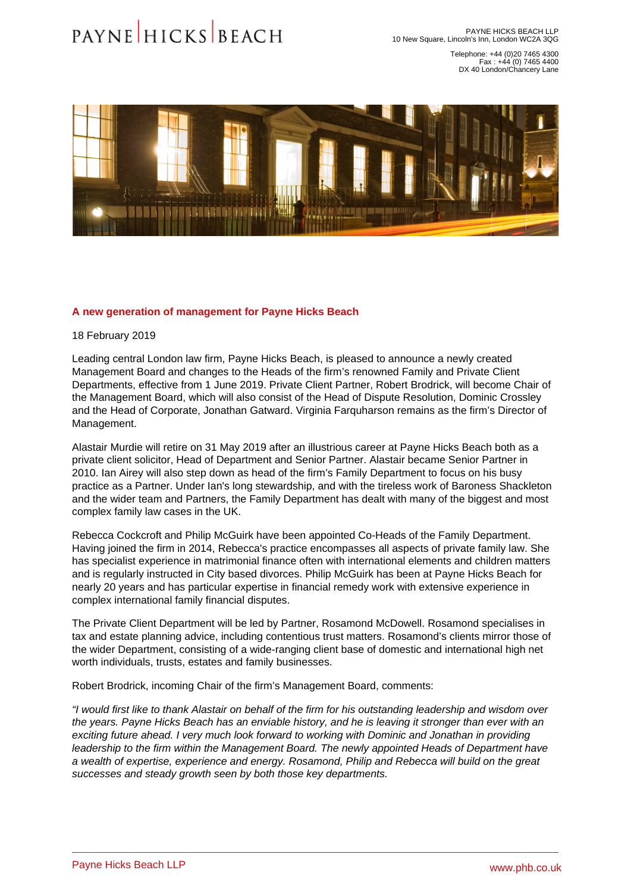PAYNE HICKS BEACH

PAYNE HICKS BEACH LLP
10 New Square, Lincoln's Inn, London WC2A 3QG

Telephone: +44 (0)20 7465 4300
Fax : +44 (0) 7465 4400
DX 40 London/Chancery Lane

## A new generation of management for Payne Hicks Beach

18 February 2019

Leading central London law firm, Payne Hicks Beach, is pleased to announce a newly created Management Board and changes to the Heads of the firm's renowned Family and Private Client Departments, effective from 1 June 2019. Private Client Partner, Robert Brodrick, will become Chair of the Management Board, which will also consist of the Head of Dispute Resolution, Dominic Crossley and the Head of Corporate, Jonathan Gatward. Virginia Farquharson remains as the firm's Director of Management.

Alastair Murdie will retire on 31 May 2019 after an illustrious career at Payne Hicks Beach both as a private client solicitor, Head of Department and Senior Partner. Alastair became Senior Partner in 2010. Ian Airey will also step down as head of the firm's Family Department to focus on his busy practice as a Partner. Under Ian's long stewardship, and with the tireless work of Baroness Shackleton and the wider team and Partners, the Family Department has dealt with many of the biggest and most complex family law cases in the UK.

Rebecca Cockcroft and Philip McGuirk have been appointed Co-Heads of the Family Department. Having joined the firm in 2014, Rebecca's practice encompasses all aspects of private family law. She has specialist experience in matrimonial finance often with international elements and children matters and is regularly instructed in City based divorces. Philip McGuirk has been at Payne Hicks Beach for nearly 20 years and has particular expertise in financial remedy work with extensive experience in complex international family financial disputes.

The Private Client Department will be led by Partner, Rosamond McDowell. Rosamond specialises in tax and estate planning advice, including contentious trust matters. Rosamond's clients mirror those of the wider Department, consisting of a wide-ranging client base of domestic and international high net worth individuals, trusts, estates and family businesses.

Robert Brodrick, incoming Chair of the firm's Management Board, comments:

*"I would first like to thank Alastair on behalf of the firm for his outstanding leadership and wisdom over the years. Payne Hicks Beach has an enviable history, and he is leaving it stronger than ever with an exciting future ahead. I very much look forward to working with Dominic and Jonathan in providing leadership to the firm within the Management Board. The newly appointed Heads of Department have a wealth of expertise, experience and energy. Rosamond, Philip and Rebecca will build on the great successes and steady growth seen by both those key departments.*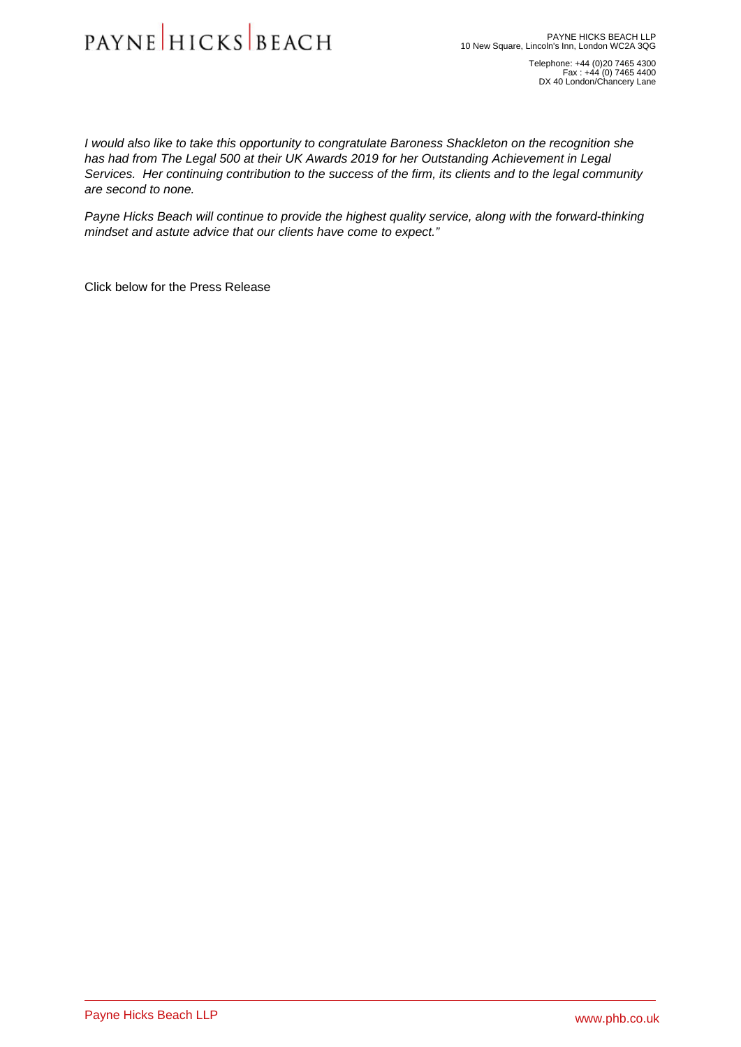*I would also like to take this opportunity to congratulate Baroness Shackleton on the recognition she has had from The Legal 500 at their UK Awards 2019 for her Outstanding Achievement in Legal Services. Her continuing contribution to the success of the firm, its clients and to the legal community are second to none.*

*Payne Hicks Beach will continue to provide the highest quality service, along with the forward-thinking mindset and astute advice that our clients have come to expect."*

Click below for the Press Release